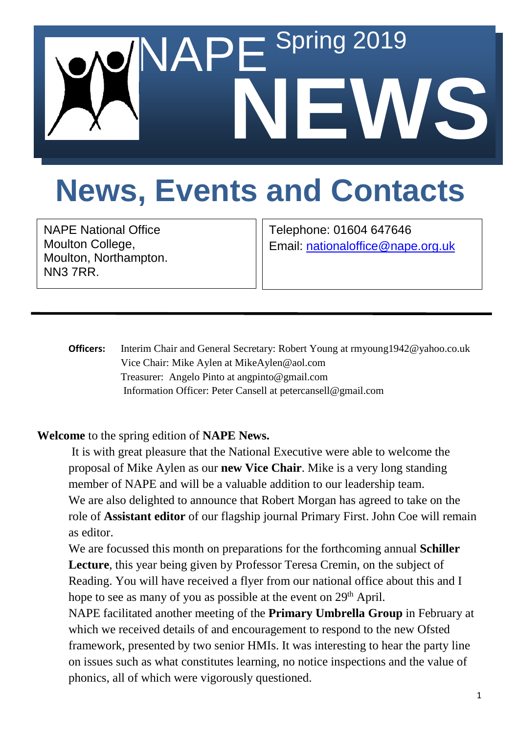# NAPE Spring 2019 NEWS

# News, Events and Contacts

| NAPE National Office<br>Moulton College,<br>Moulton, Northampton.<br>NN3 7RR. | Telephone: 01604 647646<br>Email: nationaloffice@nape.org.uk |
|---|---|

---

**Officers:** Interim Chair and General Secretary: Robert Young at rmyoung1942@yahoo.co.uk
Vice Chair: Mike Aylen at MikeAylen@aol.com
Treasurer: Angelo Pinto at angpinto@gmail.com
Information Officer: Peter Cansell at petercansell@gmail.com

**Welcome** to the spring edition of **NAPE News.**

It is with great pleasure that the National Executive were able to welcome the proposal of Mike Aylen as our **new Vice Chair**. Mike is a very long standing member of NAPE and will be a valuable addition to our leadership team.

We are also delighted to announce that Robert Morgan has agreed to take on the role of **Assistant editor** of our flagship journal Primary First. John Coe will remain as editor.

We are focussed this month on preparations for the forthcoming annual **Schiller Lecture**, this year being given by Professor Teresa Cremin, on the subject of Reading. You will have received a flyer from our national office about this and I hope to see as many of you as possible at the event on 29th April.

NAPE facilitated another meeting of the **Primary Umbrella Group** in February at which we received details of and encouragement to respond to the new Ofsted framework, presented by two senior HMIs. It was interesting to hear the party line on issues such as what constitutes learning, no notice inspections and the value of phonics, all of which were vigorously questioned.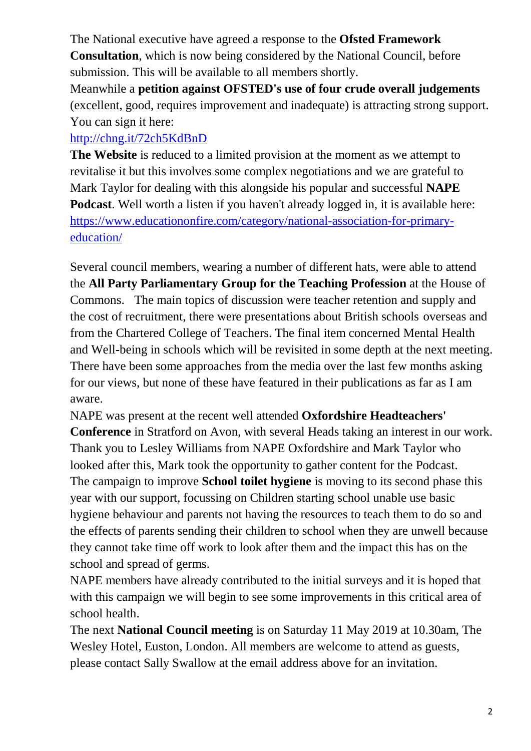The National executive have agreed a response to the **Ofsted Framework Consultation**, which is now being considered by the National Council, before submission. This will be available to all members shortly.

Meanwhile a **petition against OFSTED's use of four crude overall judgements** (excellent, good, requires improvement and inadequate) is attracting strong support. You can sign it here:

http://chng.it/72ch5KdBnD

**The Website** is reduced to a limited provision at the moment as we attempt to revitalise it but this involves some complex negotiations and we are grateful to Mark Taylor for dealing with this alongside his popular and successful **NAPE Podcast**. Well worth a listen if you haven't already logged in, it is available here: https://www.educationonfire.com/category/national-association-for-primary-education/

Several council members, wearing a number of different hats, were able to attend the **All Party Parliamentary Group for the Teaching Profession** at the House of Commons. The main topics of discussion were teacher retention and supply and the cost of recruitment, there were presentations about British schools overseas and from the Chartered College of Teachers. The final item concerned Mental Health and Well-being in schools which will be revisited in some depth at the next meeting. There have been some approaches from the media over the last few months asking for our views, but none of these have featured in their publications as far as I am aware.

NAPE was present at the recent well attended **Oxfordshire Headteachers' Conference** in Stratford on Avon, with several Heads taking an interest in our work. Thank you to Lesley Williams from NAPE Oxfordshire and Mark Taylor who looked after this, Mark took the opportunity to gather content for the Podcast.

The campaign to improve **School toilet hygiene** is moving to its second phase this year with our support, focussing on Children starting school unable use basic hygiene behaviour and parents not having the resources to teach them to do so and the effects of parents sending their children to school when they are unwell because they cannot take time off work to look after them and the impact this has on the school and spread of germs.

NAPE members have already contributed to the initial surveys and it is hoped that with this campaign we will begin to see some improvements in this critical area of school health.

The next **National Council meeting** is on Saturday 11 May 2019 at 10.30am, The Wesley Hotel, Euston, London. All members are welcome to attend as guests, please contact Sally Swallow at the email address above for an invitation.